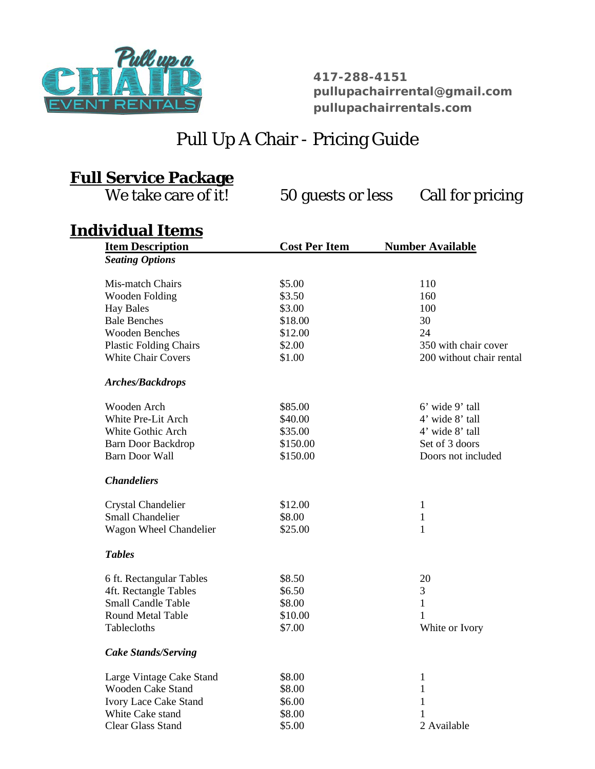417-288-4151
pullupachairrental@gmail.com
pullupachairrentals.com

# Pull Up A Chair - Pricing Guide

## Full Service Package

We take care of it! 50 guests or less Call for pricing

## Individual Items

| Item Description | Cost Per Item | Number Available |
|---|---|---|
| ***Seating Options*** | | |
| Mis-match Chairs | $5.00 | 110 |
| Wooden Folding | $3.50 | 160 |
| Hay Bales | $3.00 | 100 |
| Bale Benches | $18.00 | 30 |
| Wooden Benches | $12.00 | 24 |
| Plastic Folding Chairs | $2.00 | 350 with chair cover |
| White Chair Covers | $1.00 | 200 without chair rental |
| ***Arches/Backdrops*** | | |
| Wooden Arch | $85.00 | 6' wide 9' tall |
| White Pre-Lit Arch | $40.00 | 4' wide 8' tall |
| White Gothic Arch | $35.00 | 4' wide 8' tall |
| Barn Door Backdrop | $150.00 | Set of 3 doors |
| Barn Door Wall | $150.00 | Doors not included |
| ***Chandeliers*** | | |
| Crystal Chandelier | $12.00 | 1 |
| Small Chandelier | $8.00 | 1 |
| Wagon Wheel Chandelier | $25.00 | 1 |
| ***Tables*** | | |
| 6 ft. Rectangular Tables | $8.50 | 20 |
| 4ft. Rectangle Tables | $6.50 | 3 |
| Small Candle Table | $8.00 | 1 |
| Round Metal Table | $10.00 | 1 |
| Tablecloths | $7.00 | White or Ivory |
| ***Cake Stands/Serving*** | | |
| Large Vintage Cake Stand | $8.00 | 1 |
| Wooden Cake Stand | $8.00 | 1 |
| Ivory Lace Cake Stand | $6.00 | 1 |
| White Cake stand | $8.00 | 1 |
| Clear Glass Stand | $5.00 | 2 Available |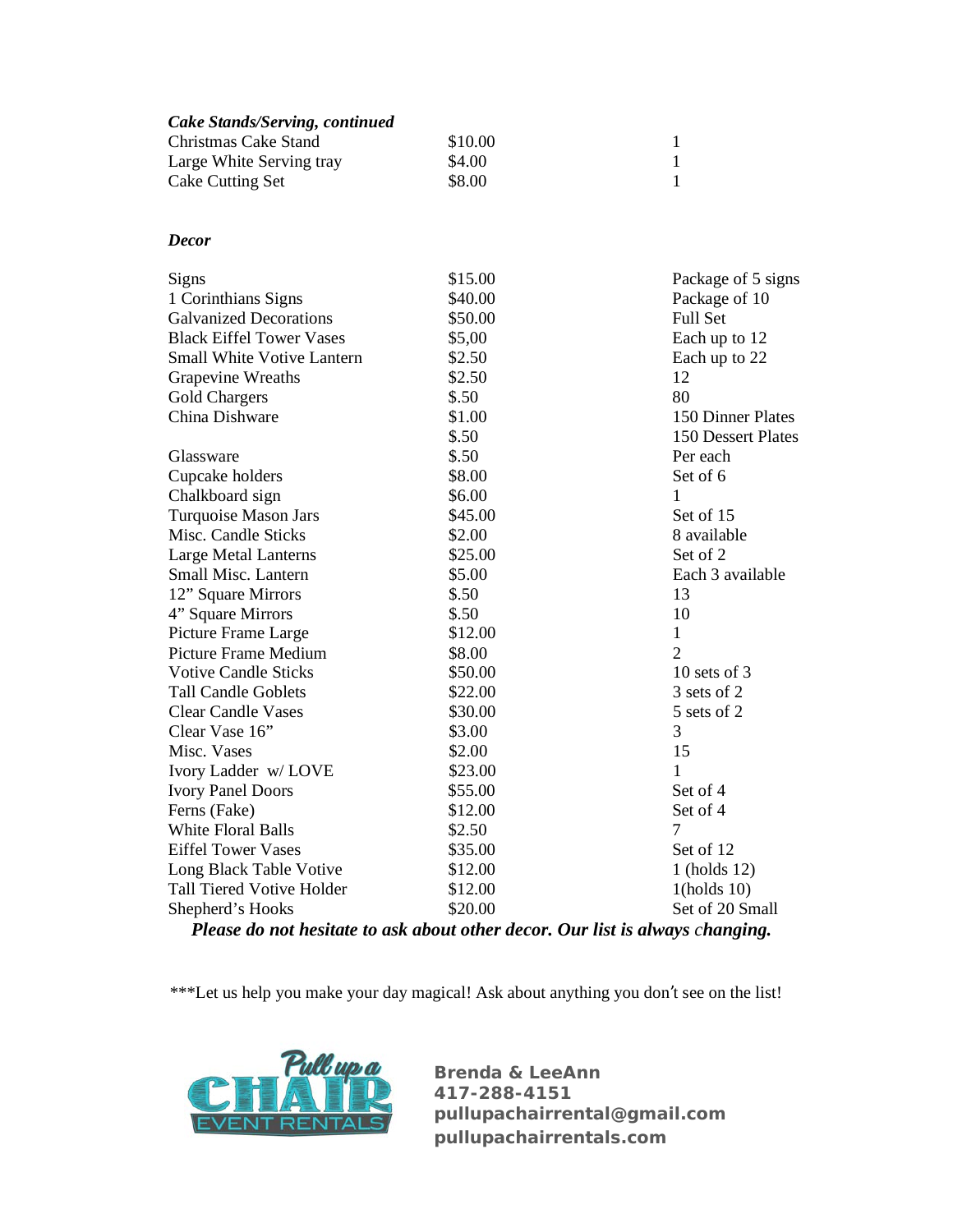***Cake Stands/Serving, continued***

| | | |
|---|---|---|
| Christmas Cake Stand | $10.00 | 1 |
| Large White Serving tray | $4.00 | 1 |
| Cake Cutting Set | $8.00 | 1 |

***Decor***

| | | |
|---|---|---|
| Signs | $15.00 | Package of 5 signs |
| 1 Corinthians Signs | $40.00 | Package of 10 |
| Galvanized Decorations | $50.00 | Full Set |
| Black Eiffel Tower Vases | $5,00 | Each up to 12 |
| Small White Votive Lantern | $2.50 | Each up to 22 |
| Grapevine Wreaths | $2.50 | 12 |
| Gold Chargers | $.50 | 80 |
| China Dishware | $1.00 | 150 Dinner Plates |
| | $.50 | 150 Dessert Plates |
| Glassware | $.50 | Per each |
| Cupcake holders | $8.00 | Set of 6 |
| Chalkboard sign | $6.00 | 1 |
| Turquoise Mason Jars | $45.00 | Set of 15 |
| Misc. Candle Sticks | $2.00 | 8 available |
| Large Metal Lanterns | $25.00 | Set of 2 |
| Small Misc. Lantern | $5.00 | Each 3 available |
| 12" Square Mirrors | $.50 | 13 |
| 4" Square Mirrors | $.50 | 10 |
| Picture Frame Large | $12.00 | 1 |
| Picture Frame Medium | $8.00 | 2 |
| Votive Candle Sticks | $50.00 | 10 sets of 3 |
| Tall Candle Goblets | $22.00 | 3 sets of 2 |
| Clear Candle Vases | $30.00 | 5 sets of 2 |
| Clear Vase 16" | $3.00 | 3 |
| Misc. Vases | $2.00 | 15 |
| Ivory Ladder w/ LOVE | $23.00 | 1 |
| Ivory Panel Doors | $55.00 | Set of 4 |
| Ferns (Fake) | $12.00 | Set of 4 |
| White Floral Balls | $2.50 | 7 |
| Eiffel Tower Vases | $35.00 | Set of 12 |
| Long Black Table Votive | $12.00 | 1 (holds 12) |
| Tall Tiered Votive Holder | $12.00 | 1(holds 10) |
| Shepherd's Hooks | $20.00 | Set of 20 Small |

***Please do not hesitate to ask about other decor. Our list is always changing.***

***Let us help you make your day magical! Ask about anything you don't see on the list!

Pull up a CHAIR EVENT RENTALS

**Brenda & LeeAnn**
**417-288-4151**
**pullupachairrental@gmail.com**
**pullupachairrentals.com**